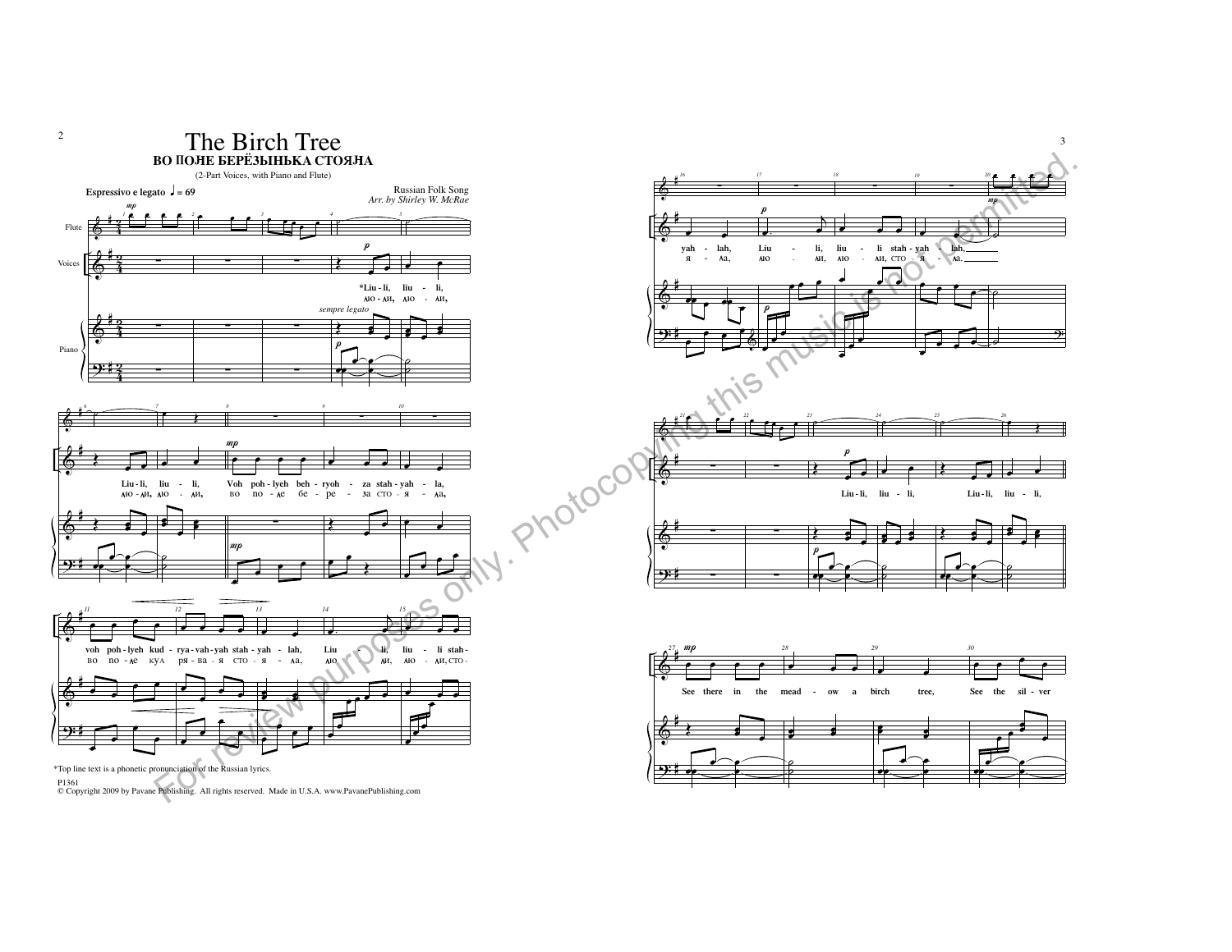# The Birch Tree

## ВО ПОЛЕ БЕРЁЗЫНЬКА СТОЯЛА

(2-Part Voices, with Piano and Flute)

Russian Folk Song
*Arr. by Shirley W. McRae*

**Espressivo e legato** ♩ = 69

Liu - li, liu - li,
ЛЮ - ЛИ, ЛЮ - ЛИ,

Liu - li, liu - li,
ЛЮ - ЛИ, ЛЮ - ЛИ,

Voh poh - lyeh beh - ryoh - za stah - yah - la,
во по - ле бе - ре - за сто - я - ла,

voh poh - lyeh kud - rya - vah - yah stah - yah - lah,
во по - ле куд ря - ва - я сто - я - ла,

Liu - li, liu - li stah -
ЛЮ - ЛИ, ЛЮ - ЛИ, сто -

yah - lah, Liu - li, liu - li stah - yah - lah,
я - ла, ЛЮ - ЛИ, ЛЮ - ЛИ, сто - я - ла.

Liu - li, liu - li, Liu - li, liu - li,

See there in the mead - ow a birch tree, See the sil - ver

*Top line text is a phonetic pronunciation of the Russian lyrics.

P1361
© Copyright 2009 by Pavane Publishing. All rights reserved. Made in U.S.A. www.PavanePublishing.com

For review purposes only. Photocopying this music is not permitted.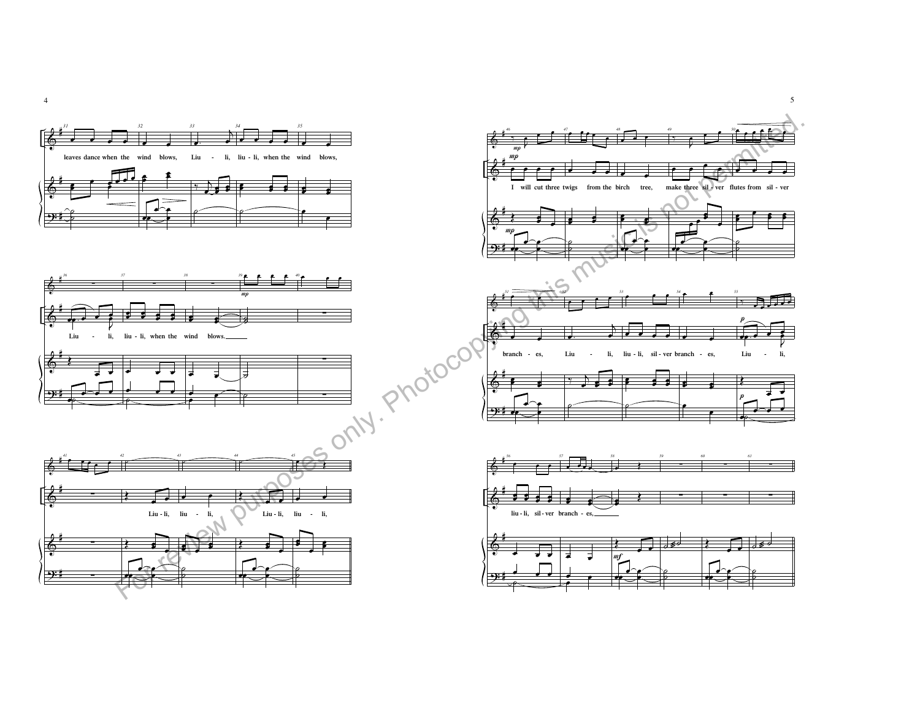leaves dance when the wind blows, Liu - li, liu - li, when the wind blows,

Liu - li, liu - li, when the wind blows.

Liu - li, liu - li, Liu - li, liu - li,

I will cut three twigs from the birch tree, make three sil - ver flutes from sil - ver

branch - es, Liu - li, liu - li, sil - ver branch - es, Liu - li,

liu - li, sil - ver branch - es,

For review purposes only. Photocopying this music is not permitted.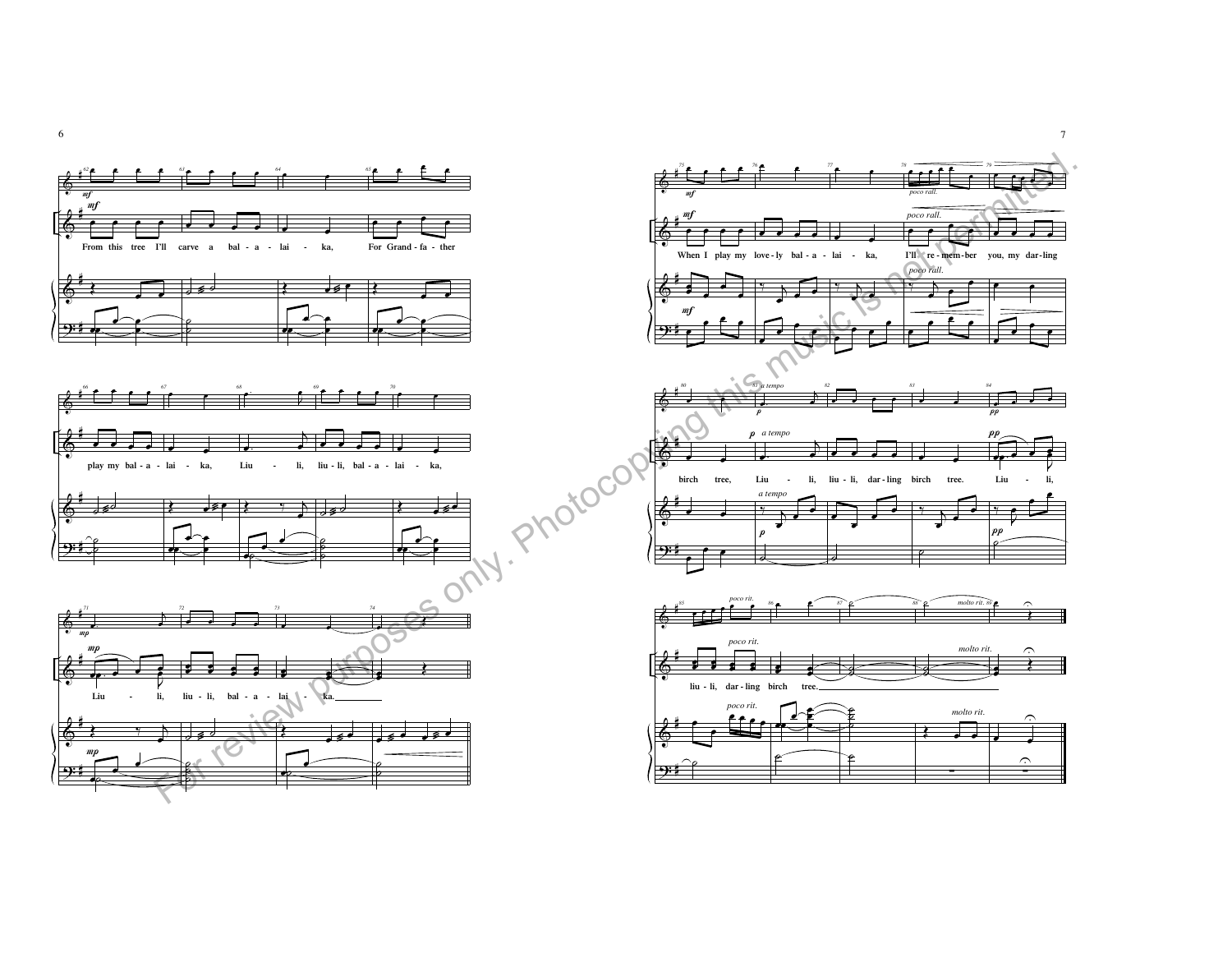From this tree I'll carve a bal - a - lai - ka, For Grand - fa - ther play my bal - a - lai - ka, Liu - li, liu - li, bal - a - lai - ka, Liu - li, liu - li, bal - a - lai - ka.

When I play my love - ly bal - a - lai - ka, I'll re - mem - ber you, my dar - ling birch tree. Liu - li, liu - li, dar - ling birch tree. Liu - li, liu - li, dar - ling birch tree.

For review purposes only. Photocopying this music is not permitted.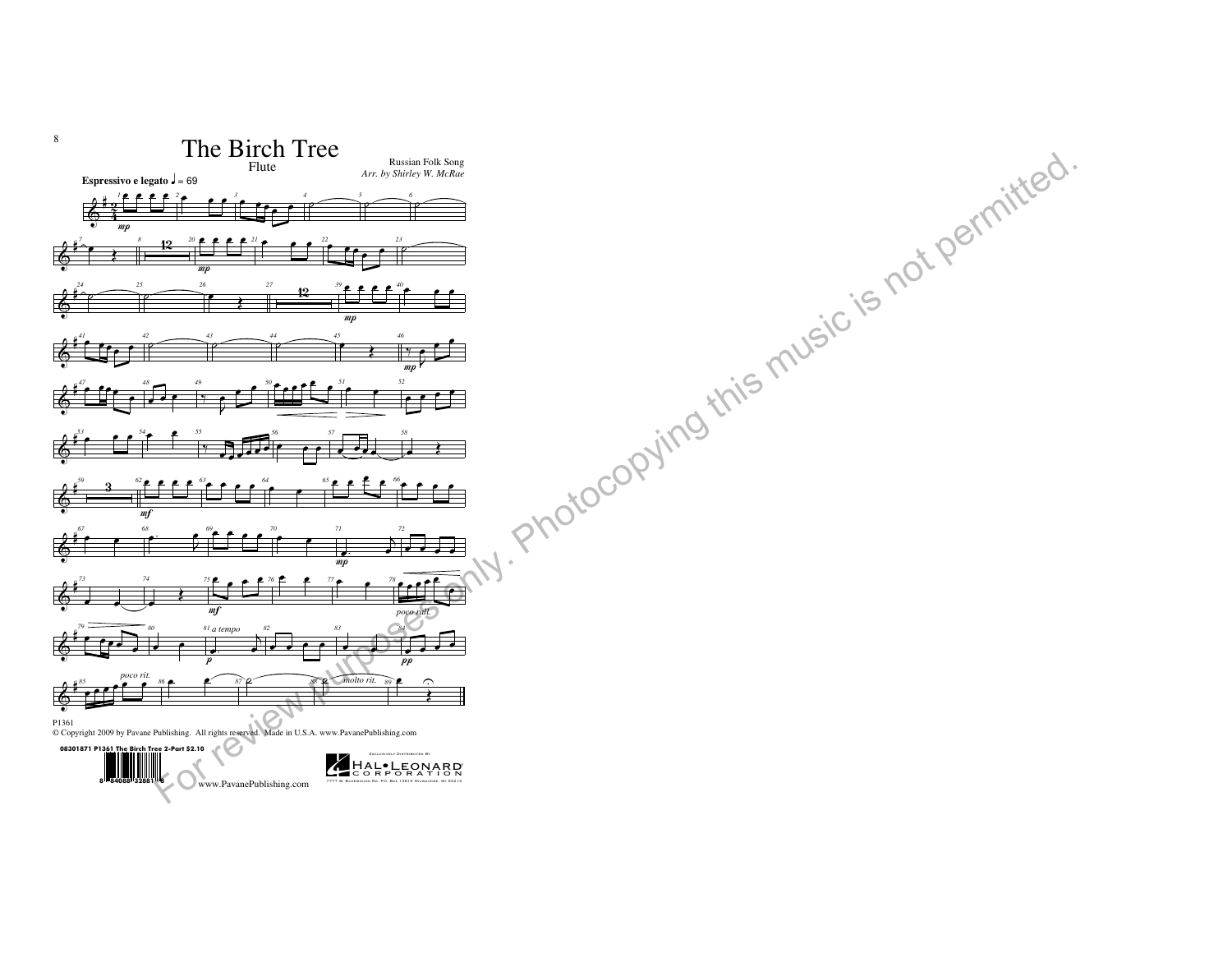# The Birch Tree

Flute

Russian Folk Song
*Arr. by Shirley W. McRae*

**Espressivo e legato** ♩ = 69

P1361

© Copyright 2009 by Pavane Publishing. All rights reserved. Made in U.S.A. www.PavanePublishing.com

08301871 P1361 The Birch Tree 2-Part $2.10

www.PavanePublishing.com

Exclusively Distributed By HAL•LEONARD® CORPORATION

7777 W. Bluemound Rd. P.O. Box 13819 Milwaukee, WI 53213

For review purposes only. Photocopying this music is not permitted.